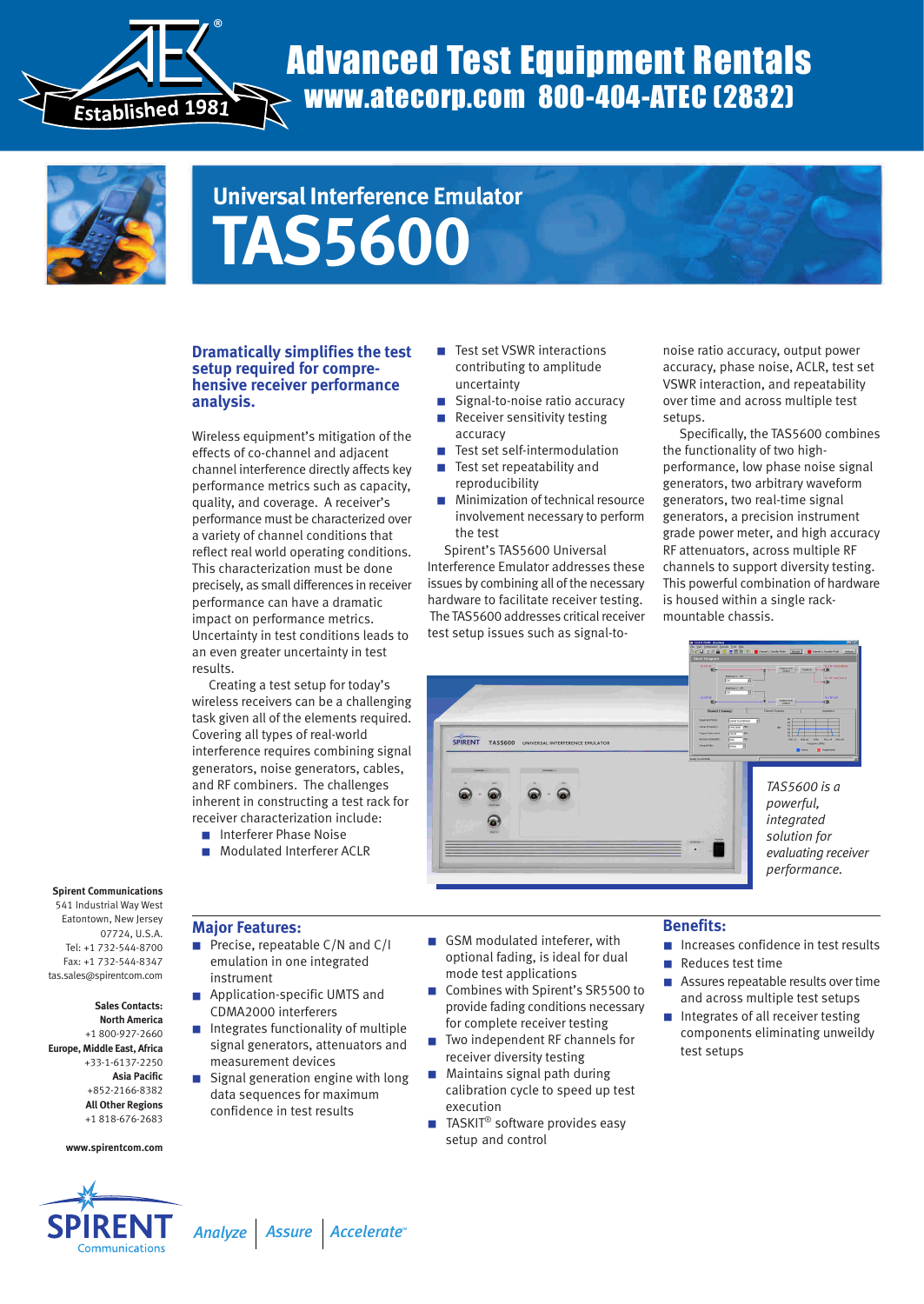# Advanced Test Equipment Rentals

**www.atecorp.com 800-404-ATEC (2832)**

Established 1981

## Universal Interference Emulator

# TAS5600

### Dramatically simplifies the test setup required for comprehensive receiver performance analysis.

Wireless equipment's mitigation of the effects of co-channel and adjacent channel interference directly affects key performance metrics such as capacity, quality, and coverage. A receiver's performance must be characterized over a variety of channel conditions that reflect real world operating conditions. This characterization must be done precisely, as small differences in receiver performance can have a dramatic impact on performance metrics. Uncertainty in test conditions leads to an even greater uncertainty in test results.

Creating a test setup for today's wireless receivers can be a challenging task given all of the elements required. Covering all types of real-world interference requires combining signal generators, noise generators, cables, and RF combiners. The challenges inherent in constructing a test rack for receiver characterization include:

- Interferer Phase Noise
- Modulated Interferer ACLR
- Test set VSWR interactions contributing to amplitude uncertainty
- Signal-to-noise ratio accuracy
- Receiver sensitivity testing accuracy
- Test set self-intermodulation
- Test set repeatability and reproducibility
- Minimization of technical resource involvement necessary to perform the test

Spirent's TAS5600 Universal Interference Emulator addresses these issues by combining all of the necessary hardware to facilitate receiver testing. The TAS5600 addresses critical receiver test setup issues such as signal-to-noise ratio accuracy, output power accuracy, phase noise, ACLR, test set VSWR interaction, and repeatability over time and across multiple test setups.

Specifically, the TAS5600 combines the functionality of two high-performance, low phase noise signal generators, two arbitrary waveform generators, two real-time signal generators, a precision instrument grade power meter, and high accuracy RF attenuators, across multiple RF channels to support diversity testing. This powerful combination of hardware is housed within a single rack-mountable chassis.

*TAS5600 is a powerful, integrated solution for evaluating receiver performance.*

## Major Features:

- Precise, repeatable C/N and C/I emulation in one integrated instrument
- Application-specific UMTS and CDMA2000 interferers
- Integrates functionality of multiple signal generators, attenuators and measurement devices
- Signal generation engine with long data sequences for maximum confidence in test results
- GSM modulated inteferer, with optional fading, is ideal for dual mode test applications
- Combines with Spirent's SR5500 to provide fading conditions necessary for complete receiver testing
- Two independent RF channels for receiver diversity testing
- Maintains signal path during calibration cycle to speed up test execution
- TASKIT® software provides easy setup and control

## Benefits:

- Increases confidence in test results
- Reduces test time
- Assures repeatable results over time and across multiple test setups
- Integrates of all receiver testing components eliminating unweildy test setups

**Spirent Communications**
541 Industrial Way West
Eatontown, New Jersey
07724, U.S.A.
Tel: +1 732-544-8700
Fax: +1 732-544-8347
tas.sales@spirentcom.com

**Sales Contacts:**
**North America**
+1 800-927-2660
**Europe, Middle East, Africa**
+33-1-6137-2250
**Asia Pacific**
+852-2166-8382
**All Other Regions**
+1 818-676-2683

**www.spirentcom.com**

SPIRENT Communications

*Analyze | Assure | Accelerate*™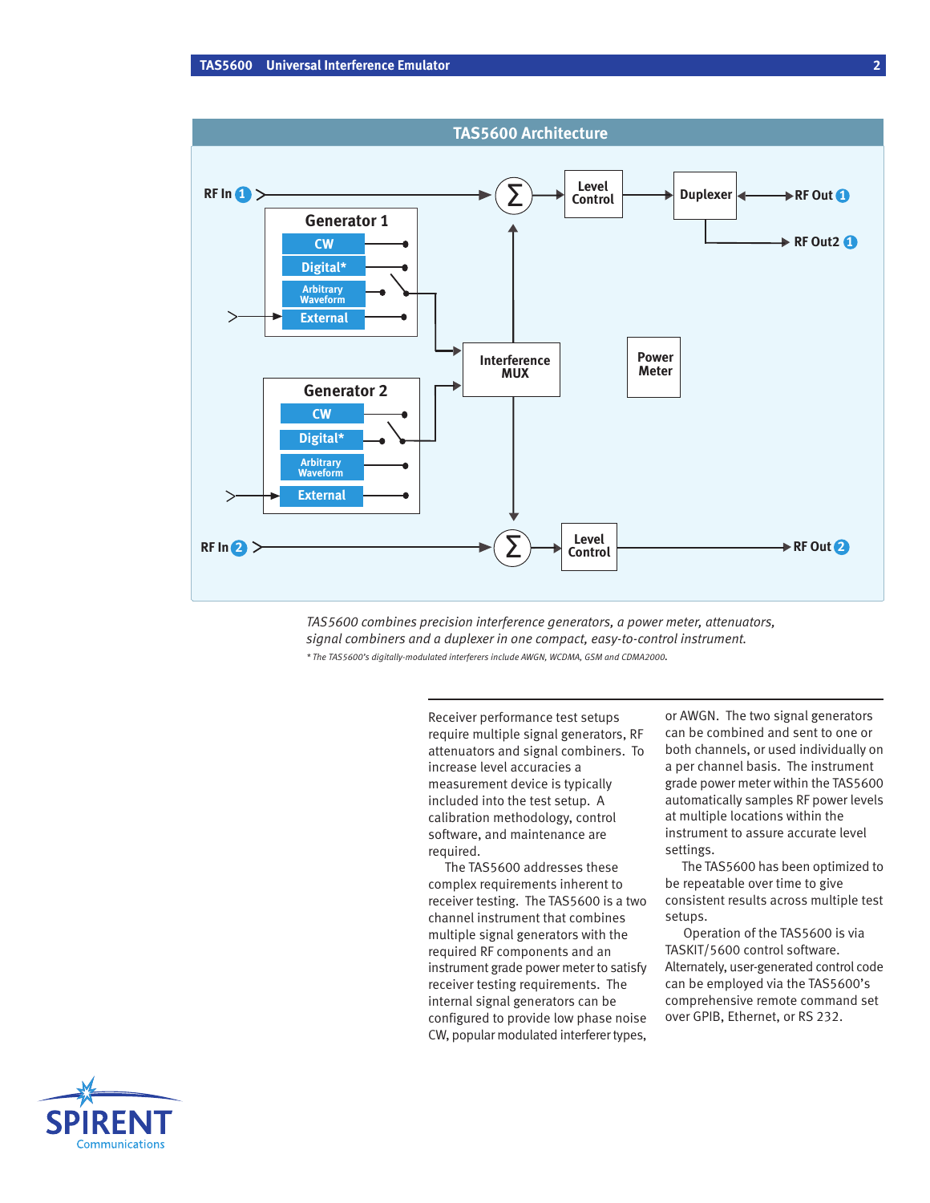## TAS5600 Architecture

RF In 1, Generator 1 (CW, Digital*, Arbitrary Waveform, External), Generator 2 (CW, Digital*, Arbitrary Waveform, External), Interference MUX, Power Meter, Σ, Level Control, Duplexer, RF Out 1, RF Out2 1, RF In 2, RF Out 2

*TAS5600 combines precision interference generators, a power meter, attenuators, signal combiners and a duplexer in one compact, easy-to-control instrument.*

*\* The TAS5600's digitally-modulated interferers include AWGN, WCDMA, GSM and CDMA2000.*

Receiver performance test setups require multiple signal generators, RF attenuators and signal combiners. To increase level accuracies a measurement device is typically included into the test setup. A calibration methodology, control software, and maintenance are required.

The TAS5600 addresses these complex requirements inherent to receiver testing. The TAS5600 is a two channel instrument that combines multiple signal generators with the required RF components and an instrument grade power meter to satisfy receiver testing requirements. The internal signal generators can be configured to provide low phase noise CW, popular modulated interferer types, or AWGN. The two signal generators can be combined and sent to one or both channels, or used individually on a per channel basis. The instrument grade power meter within the TAS5600 automatically samples RF power levels at multiple locations within the instrument to assure accurate level settings.

The TAS5600 has been optimized to be repeatable over time to give consistent results across multiple test setups.

Operation of the TAS5600 is via TASKIT/5600 control software. Alternately, user-generated control code can be employed via the TAS5600's comprehensive remote command set over GPIB, Ethernet, or RS 232.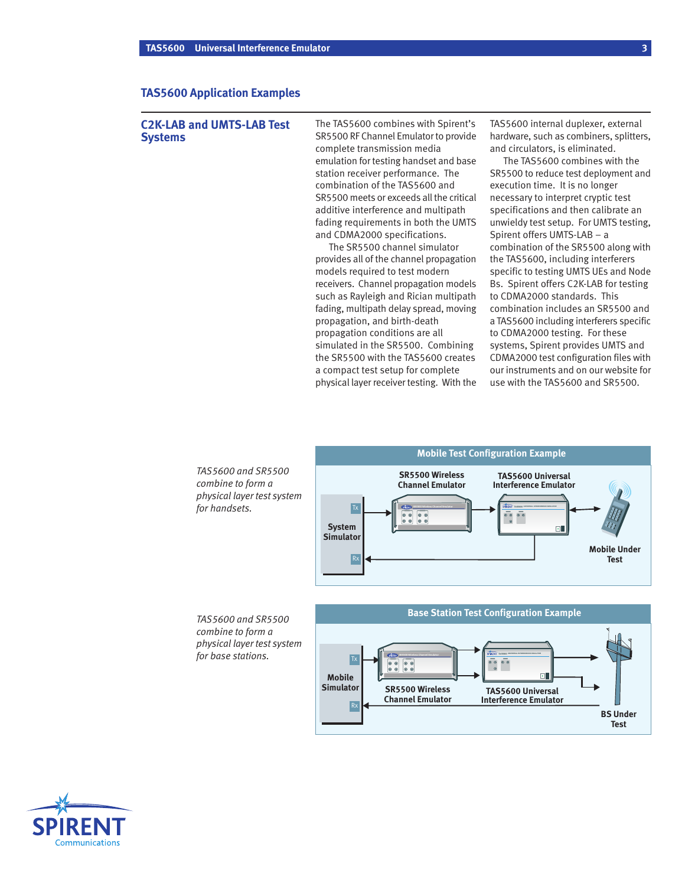## TAS5600 Application Examples

### C2K-LAB and UMTS-LAB Test Systems

The TAS5600 combines with Spirent's SR5500 RF Channel Emulator to provide complete transmission media emulation for testing handset and base station receiver performance. The combination of the TAS5600 and SR5500 meets or exceeds all the critical additive interference and multipath fading requirements in both the UMTS and CDMA2000 specifications.

The SR5500 channel simulator provides all of the channel propagation models required to test modern receivers. Channel propagation models such as Rayleigh and Rician multipath fading, multipath delay spread, moving propagation, and birth-death propagation conditions are all simulated in the SR5500. Combining the SR5500 with the TAS5600 creates a compact test setup for complete physical layer receiver testing. With the TAS5600 internal duplexer, external hardware, such as combiners, splitters, and circulators, is eliminated.

The TAS5600 combines with the SR5500 to reduce test deployment and execution time. It is no longer necessary to interpret cryptic test specifications and then calibrate an unwieldy test setup. For UMTS testing, Spirent offers UMTS-LAB – a combination of the SR5500 along with the TAS5600, including interferers specific to testing UMTS UEs and Node Bs. Spirent offers C2K-LAB for testing to CDMA2000 standards. This combination includes an SR5500 and a TAS5600 including interferers specific to CDMA2000 testing. For these systems, Spirent provides UMTS and CDMA2000 test configuration files with our instruments and on our website for use with the TAS5600 and SR5500.

*TAS5600 and SR5500 combine to form a physical layer test system for handsets.*

**Mobile Test Configuration Example**

System Simulator (Tx, Rx) — SR5500 Wireless Channel Emulator — TAS5600 Universal Interference Emulator — Mobile Under Test

*TAS5600 and SR5500 combine to form a physical layer test system for base stations.*

**Base Station Test Configuration Example**

Mobile Simulator (Tx, Rx) — SR5500 Wireless Channel Emulator — TAS5600 Universal Interference Emulator — BS Under Test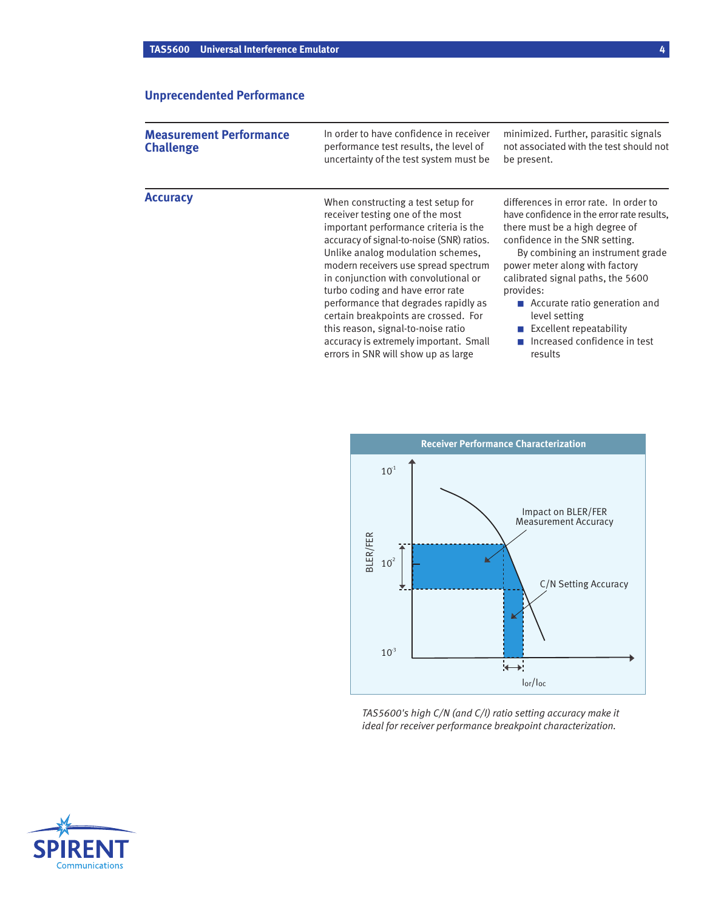## Unprecendented Performance

### Measurement Performance Challenge

In order to have confidence in receiver performance test results, the level of uncertainty of the test system must be minimized. Further, parasitic signals not associated with the test should not be present.

### Accuracy

When constructing a test setup for receiver testing one of the most important performance criteria is the accuracy of signal-to-noise (SNR) ratios. Unlike analog modulation schemes, modern receivers use spread spectrum in conjunction with convolutional or turbo coding and have error rate performance that degrades rapidly as certain breakpoints are crossed. For this reason, signal-to-noise ratio accuracy is extremely important. Small errors in SNR will show up as large differences in error rate. In order to have confidence in the error rate results, there must be a high degree of confidence in the SNR setting.

By combining an instrument grade power meter along with factory calibrated signal paths, the 5600 provides:

- Accurate ratio generation and level setting
- Excellent repeatability
- Increased confidence in test results

**Receiver Performance Characterization**

BLER/FER: $10^{-1}$, $10^{-2}$, $10^{-3}$

Impact on BLER/FER Measurement Accuracy

C/N Setting Accuracy

$I_{or}/I_{oc}$

*TAS5600's high C/N (and C/I) ratio setting accuracy make it ideal for receiver performance breakpoint characterization.*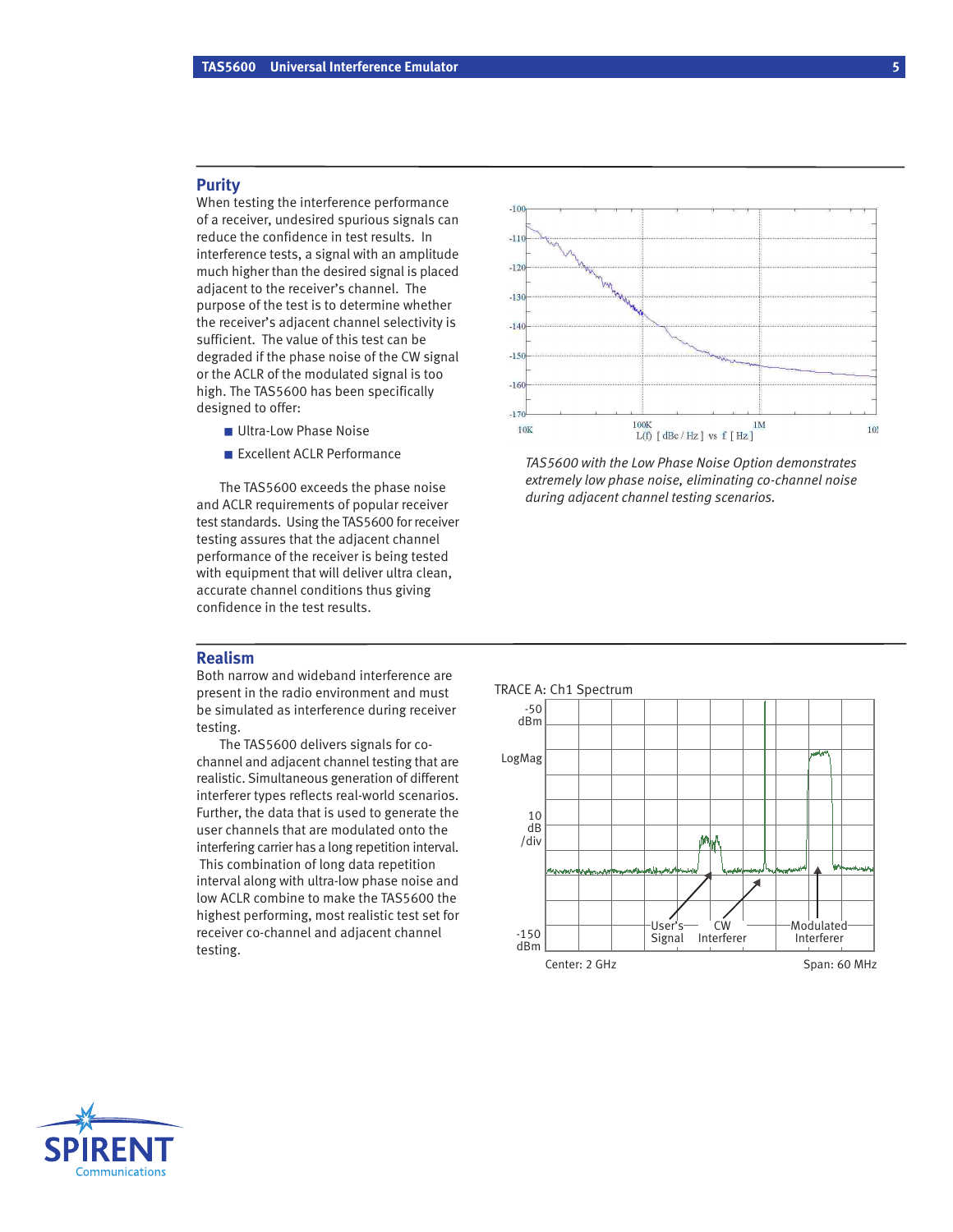## Purity

When testing the interference performance of a receiver, undesired spurious signals can reduce the confidence in test results. In interference tests, a signal with an amplitude much higher than the desired signal is placed adjacent to the receiver's channel. The purpose of the test is to determine whether the receiver's adjacent channel selectivity is sufficient. The value of this test can be degraded if the phase noise of the CW signal or the ACLR of the modulated signal is too high. The TAS5600 has been specifically designed to offer:

- Ultra-Low Phase Noise
- Excellent ACLR Performance

The TAS5600 exceeds the phase noise and ACLR requirements of popular receiver test standards. Using the TAS5600 for receiver testing assures that the adjacent channel performance of the receiver is being tested with equipment that will deliver ultra clean, accurate channel conditions thus giving confidence in the test results.

*TAS5600 with the Low Phase Noise Option demonstrates extremely low phase noise, eliminating co-channel noise during adjacent channel testing scenarios.*

## Realism

Both narrow and wideband interference are present in the radio environment and must be simulated as interference during receiver testing.

The TAS5600 delivers signals for co-channel and adjacent channel testing that are realistic. Simultaneous generation of different interferer types reflects real-world scenarios. Further, the data that is used to generate the user channels that are modulated onto the interfering carrier has a long repetition interval. This combination of long data repetition interval along with ultra-low phase noise and low ACLR combine to make the TAS5600 the highest performing, most realistic test set for receiver co-channel and adjacent channel testing.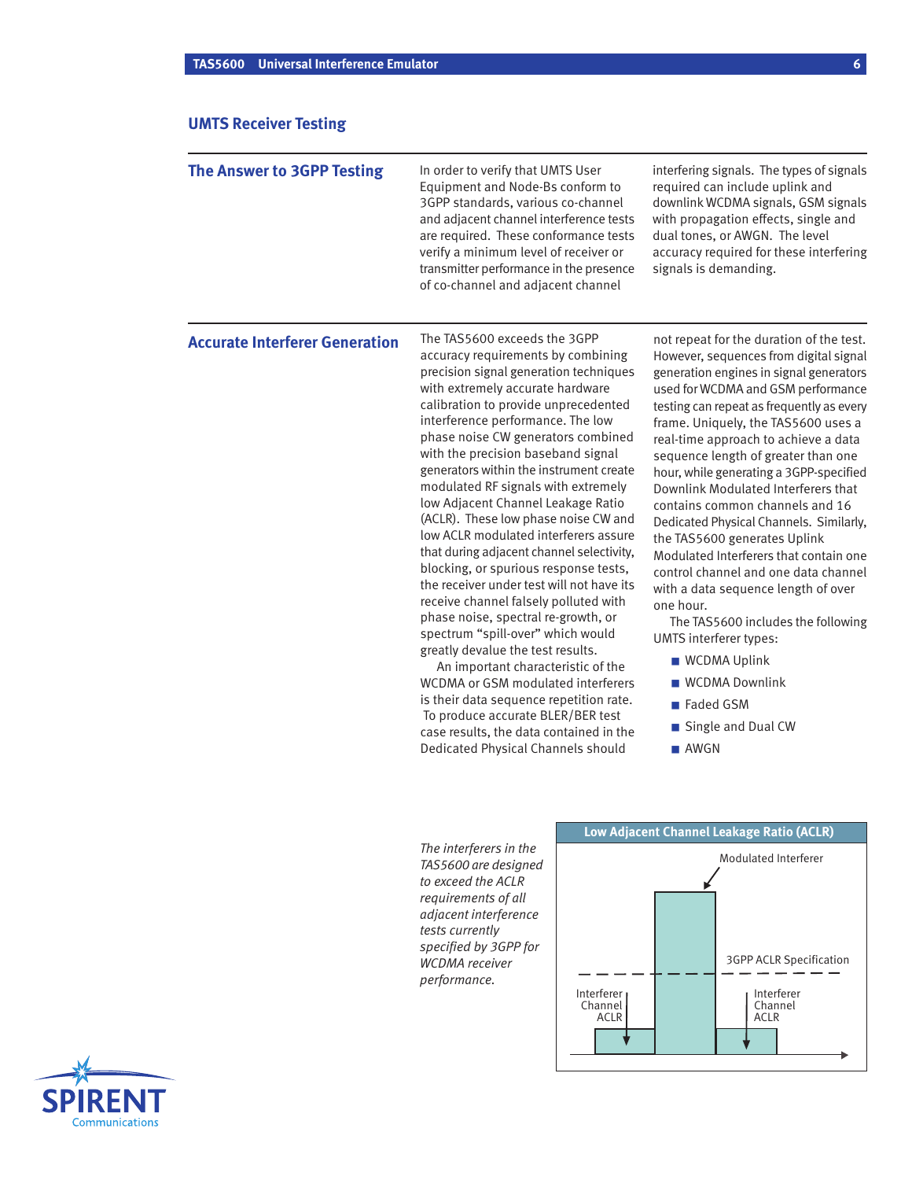## UMTS Receiver Testing

### The Answer to 3GPP Testing

In order to verify that UMTS User Equipment and Node-Bs conform to 3GPP standards, various co-channel and adjacent channel interference tests are required. These conformance tests verify a minimum level of receiver or transmitter performance in the presence of co-channel and adjacent channel interfering signals. The types of signals required can include uplink and downlink WCDMA signals, GSM signals with propagation effects, single and dual tones, or AWGN. The level accuracy required for these interfering signals is demanding.

### Accurate Interferer Generation

The TAS5600 exceeds the 3GPP accuracy requirements by combining precision signal generation techniques with extremely accurate hardware calibration to provide unprecedented interference performance. The low phase noise CW generators combined with the precision baseband signal generators within the instrument create modulated RF signals with extremely low Adjacent Channel Leakage Ratio (ACLR). These low phase noise CW and low ACLR modulated interferers assure that during adjacent channel selectivity, blocking, or spurious response tests, the receiver under test will not have its receive channel falsely polluted with phase noise, spectral re-growth, or spectrum “spill-over” which would greatly devalue the test results.

An important characteristic of the WCDMA or GSM modulated interferers is their data sequence repetition rate. To produce accurate BLER/BER test case results, the data contained in the Dedicated Physical Channels should not repeat for the duration of the test. However, sequences from digital signal generation engines in signal generators used for WCDMA and GSM performance testing can repeat as frequently as every frame. Uniquely, the TAS5600 uses a real-time approach to achieve a data sequence length of greater than one hour, while generating a 3GPP-specified Downlink Modulated Interferers that contains common channels and 16 Dedicated Physical Channels. Similarly, the TAS5600 generates Uplink Modulated Interferers that contain one control channel and one data channel with a data sequence length of over one hour.

The TAS5600 includes the following UMTS interferer types:

- WCDMA Uplink
- WCDMA Downlink
- Faded GSM
- Single and Dual CW
- AWGN

*The interferers in the TAS5600 are designed to exceed the ACLR requirements of all adjacent interference tests currently specified by 3GPP for WCDMA receiver performance.*

**Low Adjacent Channel Leakage Ratio (ACLR)**

Modulated Interferer

3GPP ACLR Specification

Interferer Channel ACLR

Interferer Channel ACLR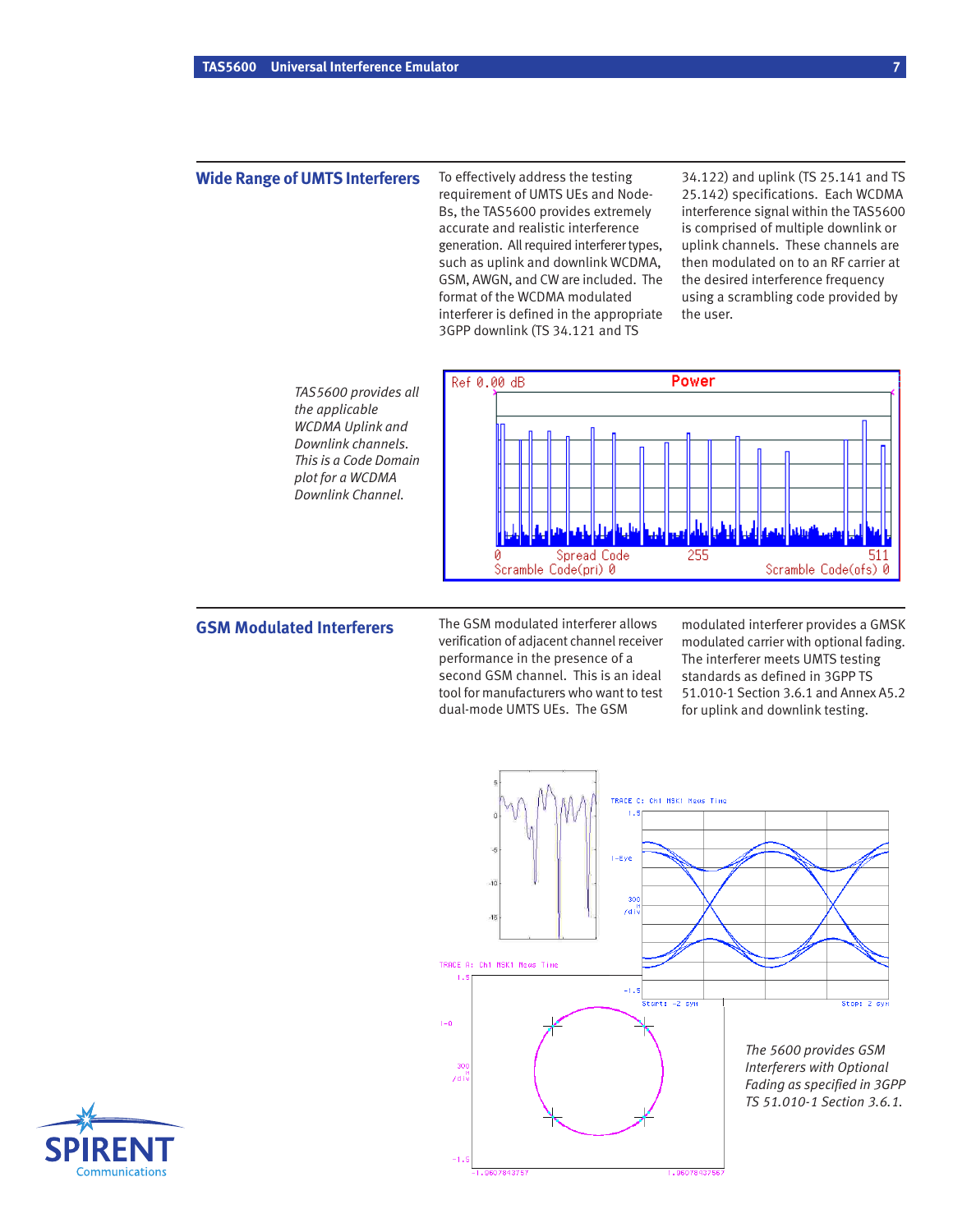## Wide Range of UMTS Interferers

To effectively address the testing requirement of UMTS UEs and Node-Bs, the TAS5600 provides extremely accurate and realistic interference generation. All required interferer types, such as uplink and downlink WCDMA, GSM, AWGN, and CW are included. The format of the WCDMA modulated interferer is defined in the appropriate 3GPP downlink (TS 34.121 and TS 34.122) and uplink (TS 25.141 and TS 25.142) specifications. Each WCDMA interference signal within the TAS5600 is comprised of multiple downlink or uplink channels. These channels are then modulated on to an RF carrier at the desired interference frequency using a scrambling code provided by the user.

*TAS5600 provides all the applicable WCDMA Uplink and Downlink channels. This is a Code Domain plot for a WCDMA Downlink Channel.*

## GSM Modulated Interferers

The GSM modulated interferer allows verification of adjacent channel receiver performance in the presence of a second GSM channel. This is an ideal tool for manufacturers who want to test dual-mode UMTS UEs. The GSM modulated interferer provides a GMSK modulated carrier with optional fading. The interferer meets UMTS testing standards as defined in 3GPP TS 51.010-1 Section 3.6.1 and Annex A5.2 for uplink and downlink testing.

*The 5600 provides GSM Interferers with Optional Fading as specified in 3GPP TS 51.010-1 Section 3.6.1.*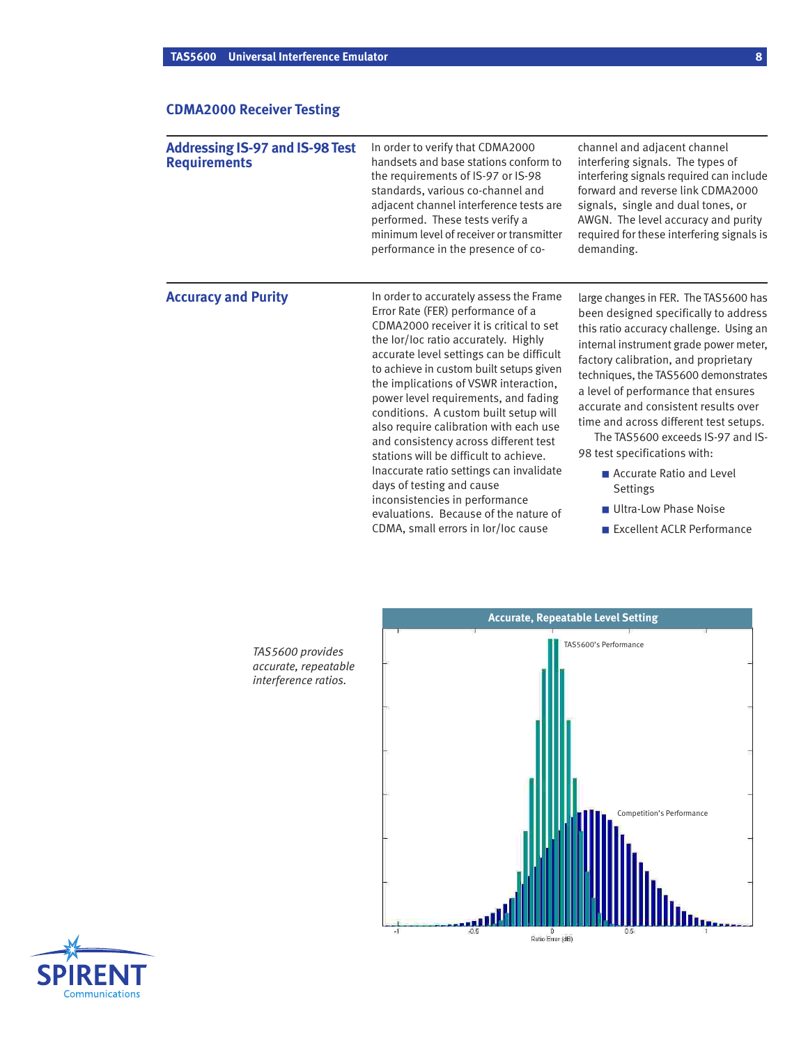## CDMA2000 Receiver Testing

### Addressing IS-97 and IS-98 Test Requirements

In order to verify that CDMA2000 handsets and base stations conform to the requirements of IS-97 or IS-98 standards, various co-channel and adjacent channel interference tests are performed. These tests verify a minimum level of receiver or transmitter performance in the presence of co-channel and adjacent channel interfering signals. The types of interfering signals required can include forward and reverse link CDMA2000 signals, single and dual tones, or AWGN. The level accuracy and purity required for these interfering signals is demanding.

### Accuracy and Purity

In order to accurately assess the Frame Error Rate (FER) performance of a CDMA2000 receiver it is critical to set the Ior/Ioc ratio accurately. Highly accurate level settings can be difficult to achieve in custom built setups given the implications of VSWR interaction, power level requirements, and fading conditions. A custom built setup will also require calibration with each use and consistency across different test stations will be difficult to achieve. Inaccurate ratio settings can invalidate days of testing and cause inconsistencies in performance evaluations. Because of the nature of CDMA, small errors in Ior/Ioc cause large changes in FER. The TAS5600 has been designed specifically to address this ratio accuracy challenge. Using an internal instrument grade power meter, factory calibration, and proprietary techniques, the TAS5600 demonstrates a level of performance that ensures accurate and consistent results over time and across different test setups.

The TAS5600 exceeds IS-97 and IS-98 test specifications with:

- Accurate Ratio and Level Settings
- Ultra-Low Phase Noise
- Excellent ACLR Performance

**Accurate, Repeatable Level Setting**

TAS5600's Performance

Competition's Performance

-1, -0.5, 0, 0.5, 1

Ratio Error (dB)

*TAS5600 provides accurate, repeatable interference ratios.*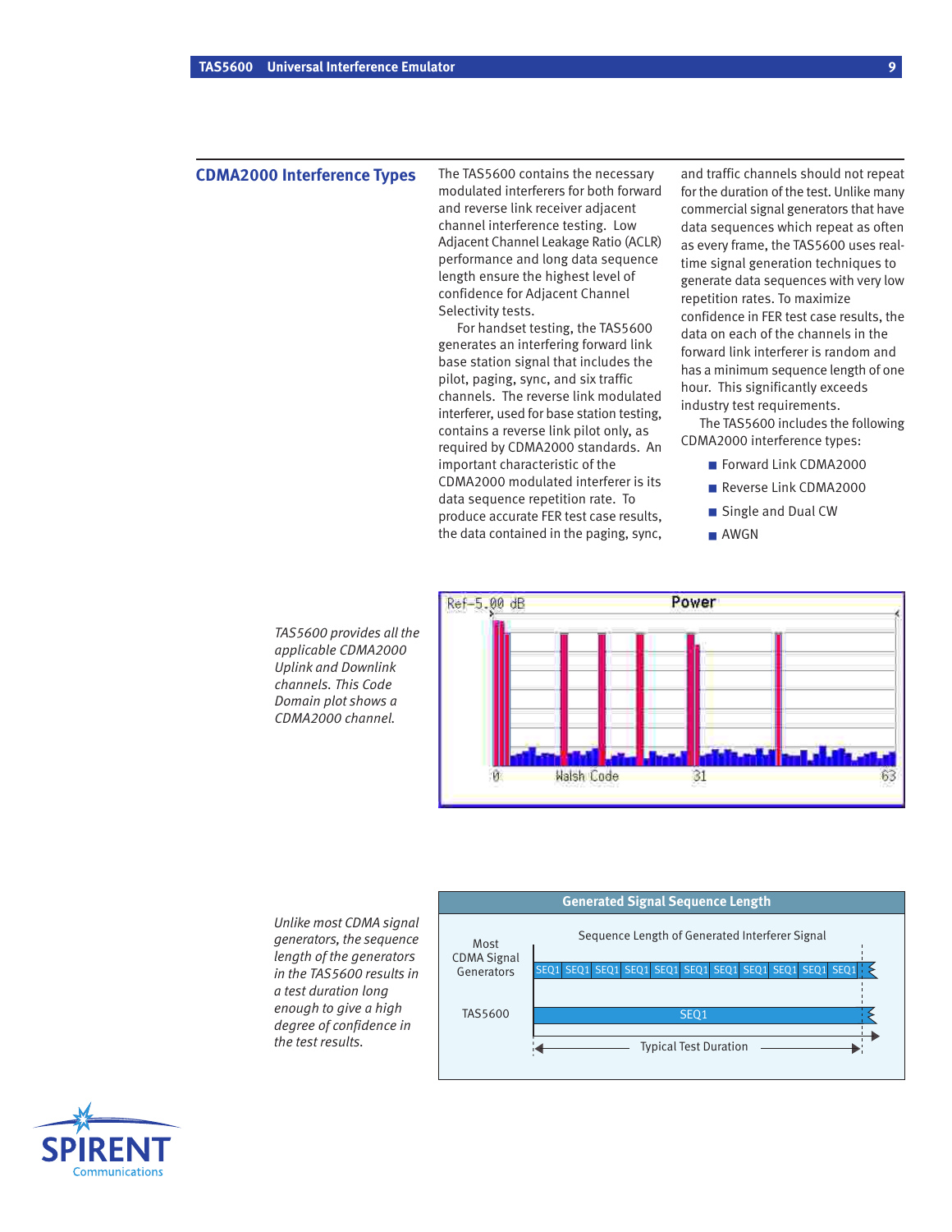## CDMA2000 Interference Types

The TAS5600 contains the necessary modulated interferers for both forward and reverse link receiver adjacent channel interference testing. Low Adjacent Channel Leakage Ratio (ACLR) performance and long data sequence length ensure the highest level of confidence for Adjacent Channel Selectivity tests.

For handset testing, the TAS5600 generates an interfering forward link base station signal that includes the pilot, paging, sync, and six traffic channels. The reverse link modulated interferer, used for base station testing, contains a reverse link pilot only, as required by CDMA2000 standards. An important characteristic of the CDMA2000 modulated interferer is its data sequence repetition rate. To produce accurate FER test case results, the data contained in the paging, sync, and traffic channels should not repeat for the duration of the test. Unlike many commercial signal generators that have data sequences which repeat as often as every frame, the TAS5600 uses real-time signal generation techniques to generate data sequences with very low repetition rates. To maximize confidence in FER test case results, the data on each of the channels in the forward link interferer is random and has a minimum sequence length of one hour. This significantly exceeds industry test requirements.

The TAS5600 includes the following CDMA2000 interference types:

- Forward Link CDMA2000
- Reverse Link CDMA2000
- Single and Dual CW
- AWGN

*TAS5600 provides all the applicable CDMA2000 Uplink and Downlink channels. This Code Domain plot shows a CDMA2000 channel.*

*Unlike most CDMA signal generators, the sequence length of the generators in the TAS5600 results in a test duration long enough to give a high degree of confidence in the test results.*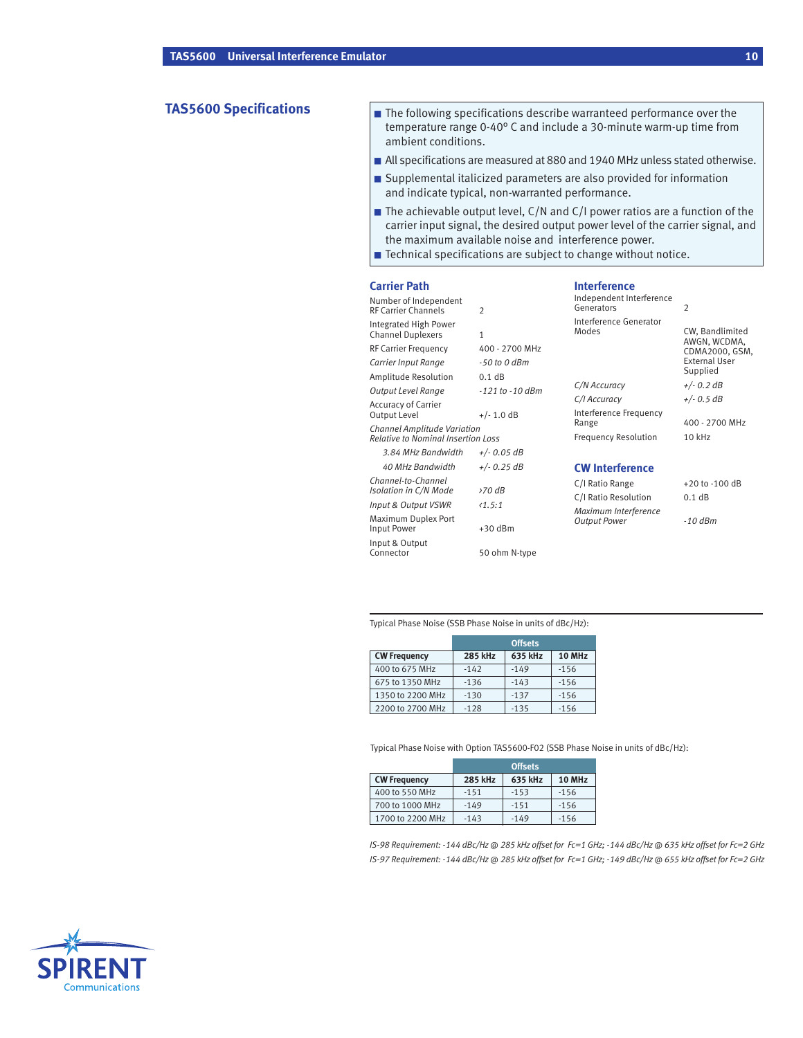## TAS5600 Specifications

- The following specifications describe warranteed performance over the temperature range 0-40° C and include a 30-minute warm-up time from ambient conditions.
- All specifications are measured at 880 and 1940 MHz unless stated otherwise.
- Supplemental italicized parameters are also provided for information and indicate typical, non-warranted performance.
- The achievable output level, C/N and C/I power ratios are a function of the carrier input signal, the desired output power level of the carrier signal, and the maximum available noise and interference power.
- Technical specifications are subject to change without notice.

### Carrier Path

| Parameter | Value |
|---|---|
| Number of Independent RF Carrier Channels | 2 |
| Integrated High Power Channel Duplexers | 1 |
| RF Carrier Frequency | 400 - 2700 MHz |
| *Carrier Input Range* | *-50 to 0 dBm* |
| Amplitude Resolution | 0.1 dB |
| *Output Level Range* | *-121 to -10 dBm* |
| Accuracy of Carrier Output Level | +/- 1.0 dB |
| *Channel Amplitude Variation Relative to Nominal Insertion Loss* | |
| *3.84 MHz Bandwidth* | *+/- 0.05 dB* |
| *40 MHz Bandwidth* | *+/- 0.25 dB* |
| *Channel-to-Channel Isolation in C/N Mode* | *>70 dB* |
| *Input & Output VSWR* | *<1.5:1* |
| Maximum Duplex Port Input Power | +30 dBm |
| Input & Output Connector | 50 ohm N-type |

### Interference

| Parameter | Value |
|---|---|
| Independent Interference Generators | 2 |
| Interference Generator Modes | CW, Bandlimited AWGN, WCDMA, CDMA2000, GSM, External User Supplied |
| *C/N Accuracy* | *+/- 0.2 dB* |
| *C/I Accuracy* | *+/- 0.5 dB* |
| Interference Frequency Range | 400 - 2700 MHz |
| Frequency Resolution | 10 kHz |

### CW Interference

| Parameter | Value |
|---|---|
| C/I Ratio Range | +20 to -100 dB |
| C/I Ratio Resolution | 0.1 dB |
| *Maximum Interference Output Power* | *-10 dBm* |

Typical Phase Noise (SSB Phase Noise in units of dBc/Hz):

| | Offsets | | |
|---|---|---|---|
| **CW Frequency** | **285 kHz** | **635 kHz** | **10 MHz** |
| 400 to 675 MHz | -142 | -149 | -156 |
| 675 to 1350 MHz | -136 | -143 | -156 |
| 1350 to 2200 MHz | -130 | -137 | -156 |
| 2200 to 2700 MHz | -128 | -135 | -156 |

Typical Phase Noise with Option TAS5600-F02 (SSB Phase Noise in units of dBc/Hz):

| | Offsets | | |
|---|---|---|---|
| **CW Frequency** | **285 kHz** | **635 kHz** | **10 MHz** |
| 400 to 550 MHz | -151 | -153 | -156 |
| 700 to 1000 MHz | -149 | -151 | -156 |
| 1700 to 2200 MHz | -143 | -149 | -156 |

*IS-98 Requirement: -144 dBc/Hz @ 285 kHz offset for Fc=1 GHz; -144 dBc/Hz @ 635 kHz offset for Fc=2 GHz*

*IS-97 Requirement: -144 dBc/Hz @ 285 kHz offset for Fc=1 GHz; -149 dBc/Hz @ 655 kHz offset for Fc=2 GHz*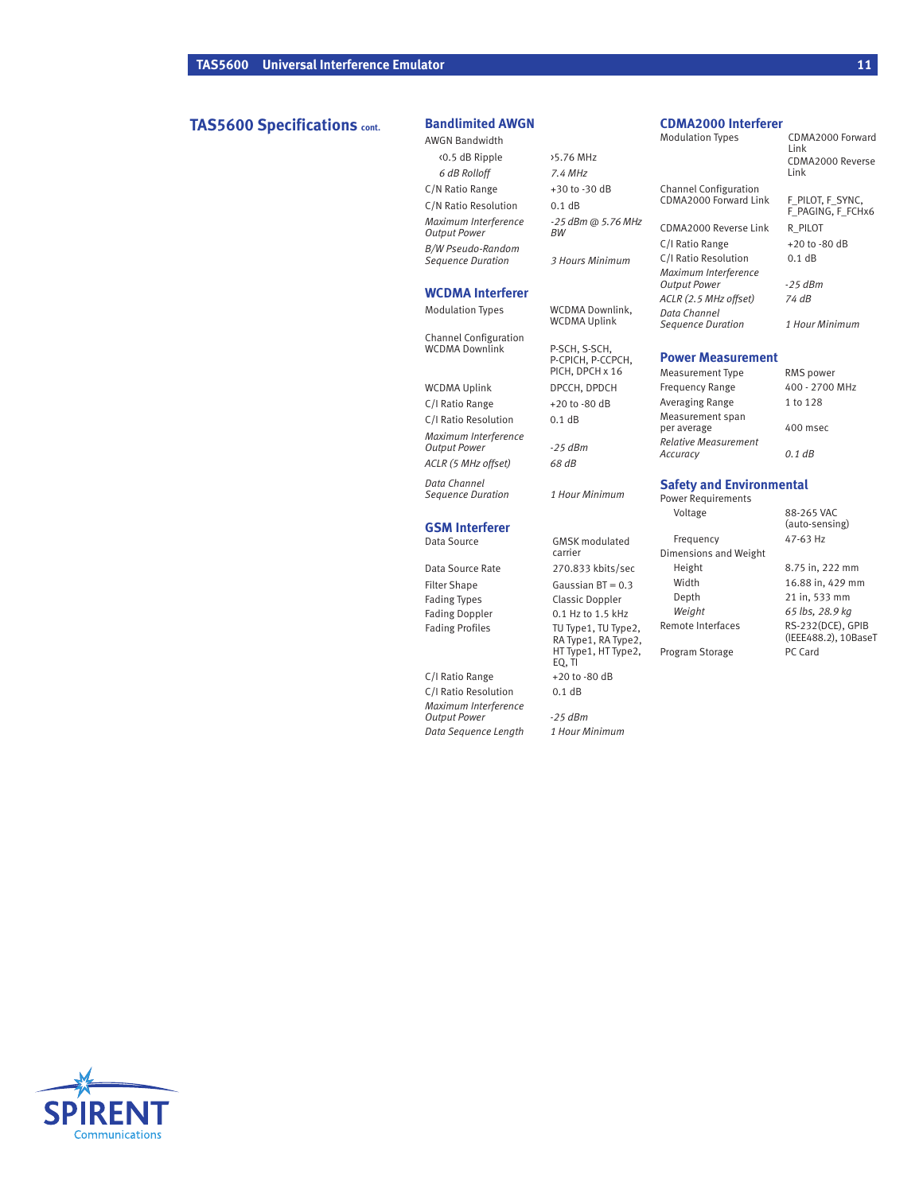## TAS5600 Specifications cont.

### Bandlimited AWGN

| | |
|---|---|
| AWGN Bandwidth | |
| ‹0.5 dB Ripple | ›5.76 MHz |
| *6 dB Rolloff* | *7.4 MHz* |
| C/N Ratio Range | +30 to -30 dB |
| C/N Ratio Resolution | 0.1 dB |
| *Maximum Interference Output Power* | *-25 dBm @ 5.76 MHz BW* |
| *B/W Pseudo-Random Sequence Duration* | *3 Hours Minimum* |

### WCDMA Interferer

| | |
|---|---|
| Modulation Types | WCDMA Downlink, WCDMA Uplink |
| Channel Configuration WCDMA Downlink | P-SCH, S-SCH, P-CPICH, P-CCPCH, PICH, DPCH x 16 |
| WCDMA Uplink | DPCCH, DPDCH |
| C/I Ratio Range | +20 to -80 dB |
| C/I Ratio Resolution | 0.1 dB |
| *Maximum Interference Output Power* | *-25 dBm* |
| *ACLR (5 MHz offset)* | *68 dB* |
| *Data Channel Sequence Duration* | *1 Hour Minimum* |

### GSM Interferer

| | |
|---|---|
| Data Source | GMSK modulated carrier |
| Data Source Rate | 270.833 kbits/sec |
| Filter Shape | Gaussian BT = 0.3 |
| Fading Types | Classic Doppler |
| Fading Doppler | 0.1 Hz to 1.5 kHz |
| Fading Profiles | TU Type1, TU Type2, RA Type1, RA Type2, HT Type1, HT Type2, EQ, TI |
| C/I Ratio Range | +20 to -80 dB |
| C/I Ratio Resolution | 0.1 dB |
| *Maximum Interference Output Power* | *-25 dBm* |
| *Data Sequence Length* | *1 Hour Minimum* |

### CDMA2000 Interferer

| | |
|---|---|
| Modulation Types | CDMA2000 Forward Link, CDMA2000 Reverse Link |
| Channel Configuration CDMA2000 Forward Link | F_PILOT, F_SYNC, F_PAGING, F_FCHx6 |
| CDMA2000 Reverse Link | R_PILOT |
| C/I Ratio Range | +20 to -80 dB |
| C/I Ratio Resolution | 0.1 dB |
| *Maximum Interference Output Power* | *-25 dBm* |
| *ACLR (2.5 MHz offset)* | *74 dB* |
| *Data Channel Sequence Duration* | *1 Hour Minimum* |

### Power Measurement

| | |
|---|---|
| Measurement Type | RMS power |
| Frequency Range | 400 - 2700 MHz |
| Averaging Range | 1 to 128 |
| Measurement span per average | 400 msec |
| *Relative Measurement Accuracy* | *0.1 dB* |

### Safety and Environmental

| | |
|---|---|
| Power Requirements | |
| Voltage | 88-265 VAC (auto-sensing) |
| Frequency | 47-63 Hz |
| Dimensions and Weight | |
| Height | 8.75 in, 222 mm |
| Width | 16.88 in, 429 mm |
| Depth | 21 in, 533 mm |
| *Weight* | *65 lbs, 28.9 kg* |
| Remote Interfaces | RS-232(DCE), GPIB (IEEE488.2), 10BaseT |
| Program Storage | PC Card |

SPIRENT Communications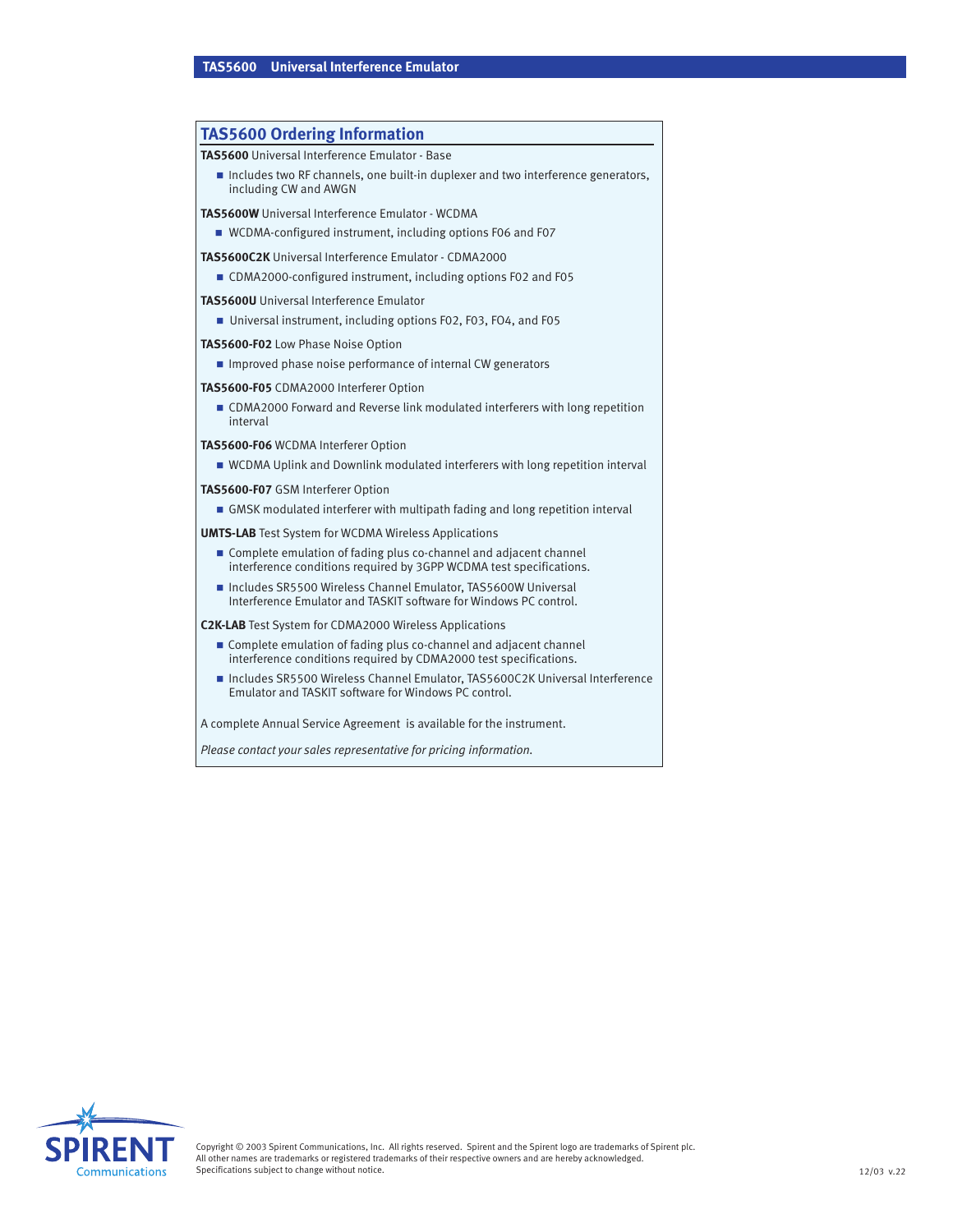## TAS5600 Ordering Information

**TAS5600** Universal Interference Emulator - Base

- Includes two RF channels, one built-in duplexer and two interference generators, including CW and AWGN

**TAS5600W** Universal Interference Emulator - WCDMA

- WCDMA-configured instrument, including options F06 and F07

**TAS5600C2K** Universal Interference Emulator - CDMA2000

- CDMA2000-configured instrument, including options F02 and F05

**TAS5600U** Universal Interference Emulator

- Universal instrument, including options F02, F03, FO4, and F05

**TAS5600-F02** Low Phase Noise Option

- Improved phase noise performance of internal CW generators

**TAS5600-F05** CDMA2000 Interferer Option

- CDMA2000 Forward and Reverse link modulated interferers with long repetition interval

**TAS5600-F06** WCDMA Interferer Option

- WCDMA Uplink and Downlink modulated interferers with long repetition interval

**TAS5600-F07** GSM Interferer Option

- GMSK modulated interferer with multipath fading and long repetition interval

**UMTS-LAB** Test System for WCDMA Wireless Applications

- Complete emulation of fading plus co-channel and adjacent channel interference conditions required by 3GPP WCDMA test specifications.
- Includes SR5500 Wireless Channel Emulator, TAS5600W Universal Interference Emulator and TASKIT software for Windows PC control.

**C2K-LAB** Test System for CDMA2000 Wireless Applications

- Complete emulation of fading plus co-channel and adjacent channel interference conditions required by CDMA2000 test specifications.
- Includes SR5500 Wireless Channel Emulator, TAS5600C2K Universal Interference Emulator and TASKIT software for Windows PC control.

A complete Annual Service Agreement is available for the instrument.

*Please contact your sales representative for pricing information.*

SPIRENT Communications

Copyright © 2003 Spirent Communications, Inc. All rights reserved. Spirent and the Spirent logo are trademarks of Spirent plc.
All other names are trademarks or registered trademarks of their respective owners and are hereby acknowledged.
Specifications subject to change without notice.

12/03 v.22